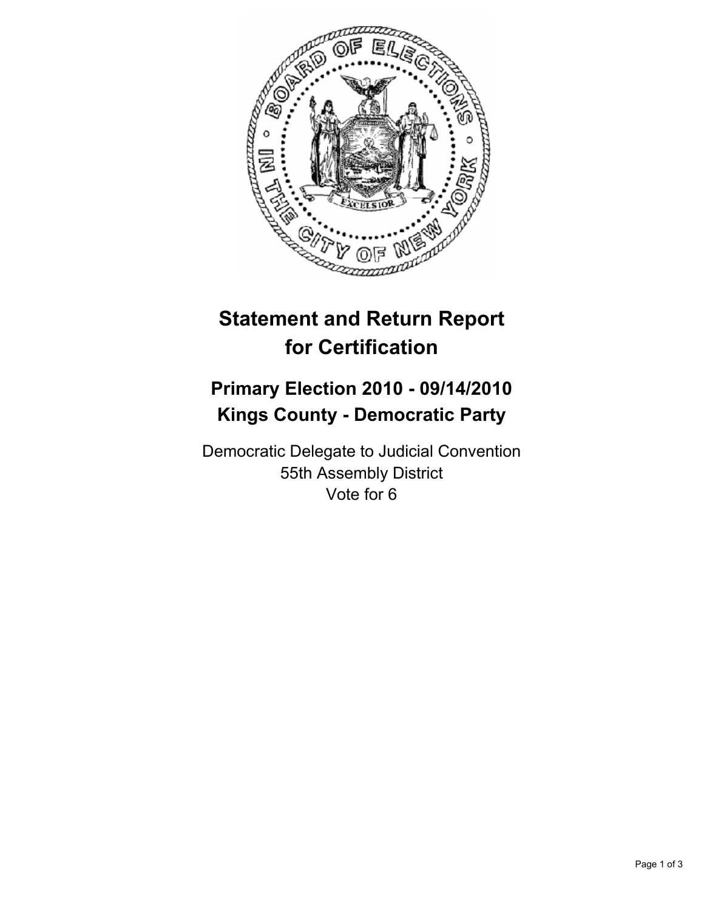# Statement and Return Report for Certification

## Primary Election 2010 - 09/14/2010
## Kings County - Democratic Party

Democratic Delegate to Judicial Convention
55th Assembly District
Vote for 6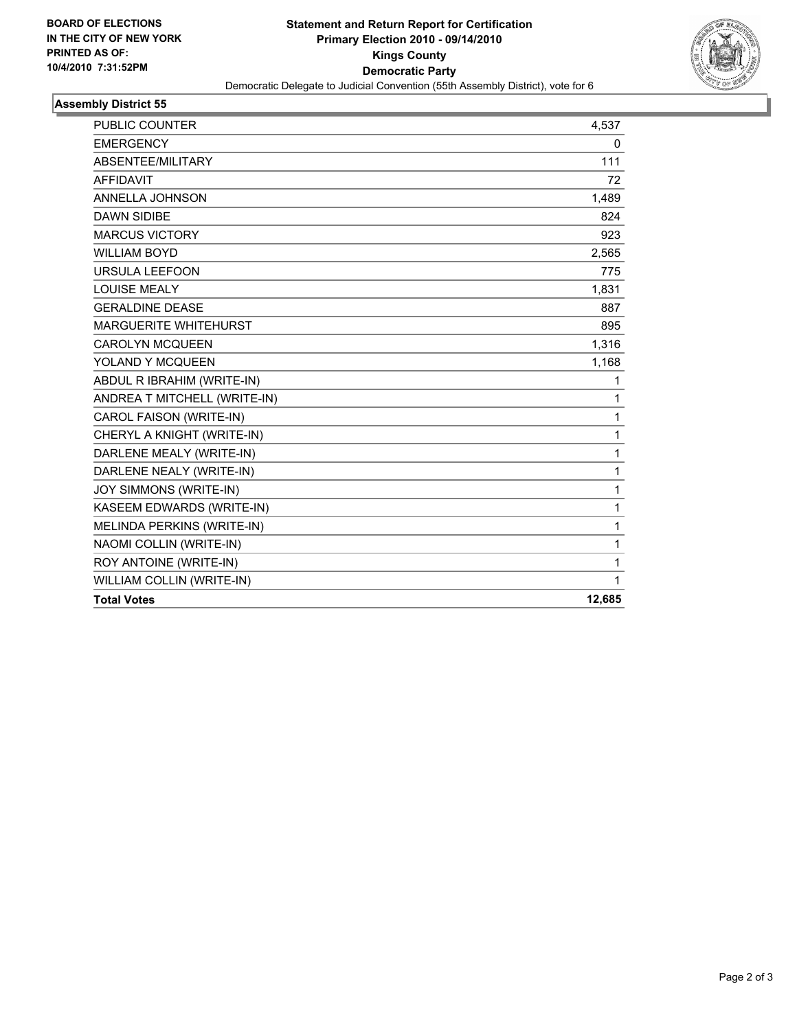**BOARD OF ELECTIONS IN THE CITY OF NEW YORK PRINTED AS OF: 10/4/2010 7:31:52PM**

# Statement and Return Report for Certification
## Primary Election 2010 - 09/14/2010
## Kings County
## Democratic Party

Democratic Delegate to Judicial Convention (55th Assembly District), vote for 6

### Assembly District 55

| | |
|---|---|
| PUBLIC COUNTER | 4,537 |
| EMERGENCY | 0 |
| ABSENTEE/MILITARY | 111 |
| AFFIDAVIT | 72 |
| ANNELLA JOHNSON | 1,489 |
| DAWN SIDIBE | 824 |
| MARCUS VICTORY | 923 |
| WILLIAM BOYD | 2,565 |
| URSULA LEEFOON | 775 |
| LOUISE MEALY | 1,831 |
| GERALDINE DEASE | 887 |
| MARGUERITE WHITEHURST | 895 |
| CAROLYN MCQUEEN | 1,316 |
| YOLAND Y MCQUEEN | 1,168 |
| ABDUL R IBRAHIM (WRITE-IN) | 1 |
| ANDREA T MITCHELL (WRITE-IN) | 1 |
| CAROL FAISON (WRITE-IN) | 1 |
| CHERYL A KNIGHT (WRITE-IN) | 1 |
| DARLENE MEALY (WRITE-IN) | 1 |
| DARLENE NEALY (WRITE-IN) | 1 |
| JOY SIMMONS (WRITE-IN) | 1 |
| KASEEM EDWARDS (WRITE-IN) | 1 |
| MELINDA PERKINS (WRITE-IN) | 1 |
| NAOMI COLLIN (WRITE-IN) | 1 |
| ROY ANTOINE (WRITE-IN) | 1 |
| WILLIAM COLLIN (WRITE-IN) | 1 |
| **Total Votes** | **12,685** |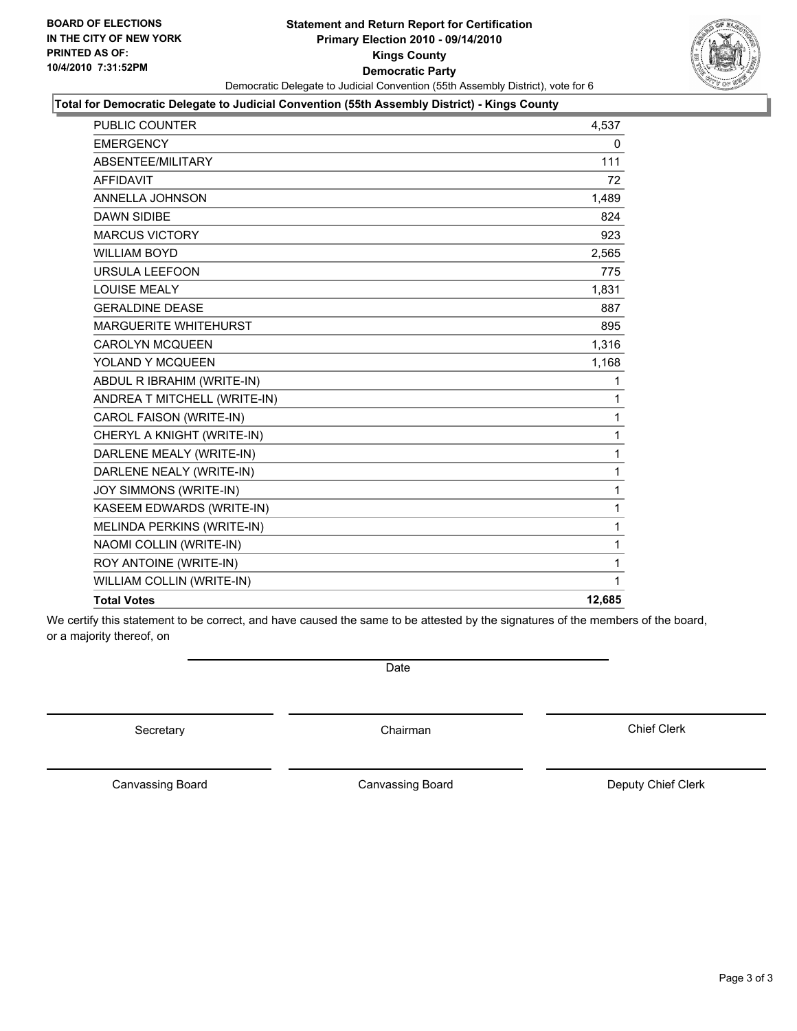**BOARD OF ELECTIONS IN THE CITY OF NEW YORK PRINTED AS OF: 10/4/2010 7:31:52PM**

**Statement and Return Report for Certification**
**Primary Election 2010 - 09/14/2010**
**Kings County**
**Democratic Party**

Democratic Delegate to Judicial Convention (55th Assembly District), vote for 6

**Total for Democratic Delegate to Judicial Convention (55th Assembly District) - Kings County**

| | |
|---|---|
| PUBLIC COUNTER | 4,537 |
| EMERGENCY | 0 |
| ABSENTEE/MILITARY | 111 |
| AFFIDAVIT | 72 |
| ANNELLA JOHNSON | 1,489 |
| DAWN SIDIBE | 824 |
| MARCUS VICTORY | 923 |
| WILLIAM BOYD | 2,565 |
| URSULA LEEFOON | 775 |
| LOUISE MEALY | 1,831 |
| GERALDINE DEASE | 887 |
| MARGUERITE WHITEHURST | 895 |
| CAROLYN MCQUEEN | 1,316 |
| YOLAND Y MCQUEEN | 1,168 |
| ABDUL R IBRAHIM (WRITE-IN) | 1 |
| ANDREA T MITCHELL (WRITE-IN) | 1 |
| CAROL FAISON (WRITE-IN) | 1 |
| CHERYL A KNIGHT (WRITE-IN) | 1 |
| DARLENE MEALY (WRITE-IN) | 1 |
| DARLENE NEALY (WRITE-IN) | 1 |
| JOY SIMMONS (WRITE-IN) | 1 |
| KASEEM EDWARDS (WRITE-IN) | 1 |
| MELINDA PERKINS (WRITE-IN) | 1 |
| NAOMI COLLIN (WRITE-IN) | 1 |
| ROY ANTOINE (WRITE-IN) | 1 |
| WILLIAM COLLIN (WRITE-IN) | 1 |
| **Total Votes** | **12,685** |

We certify this statement to be correct, and have caused the same to be attested by the signatures of the members of the board, or a majority thereof, on

Date

Secretary | Chairman | Chief Clerk

Canvassing Board | Canvassing Board | Deputy Chief Clerk